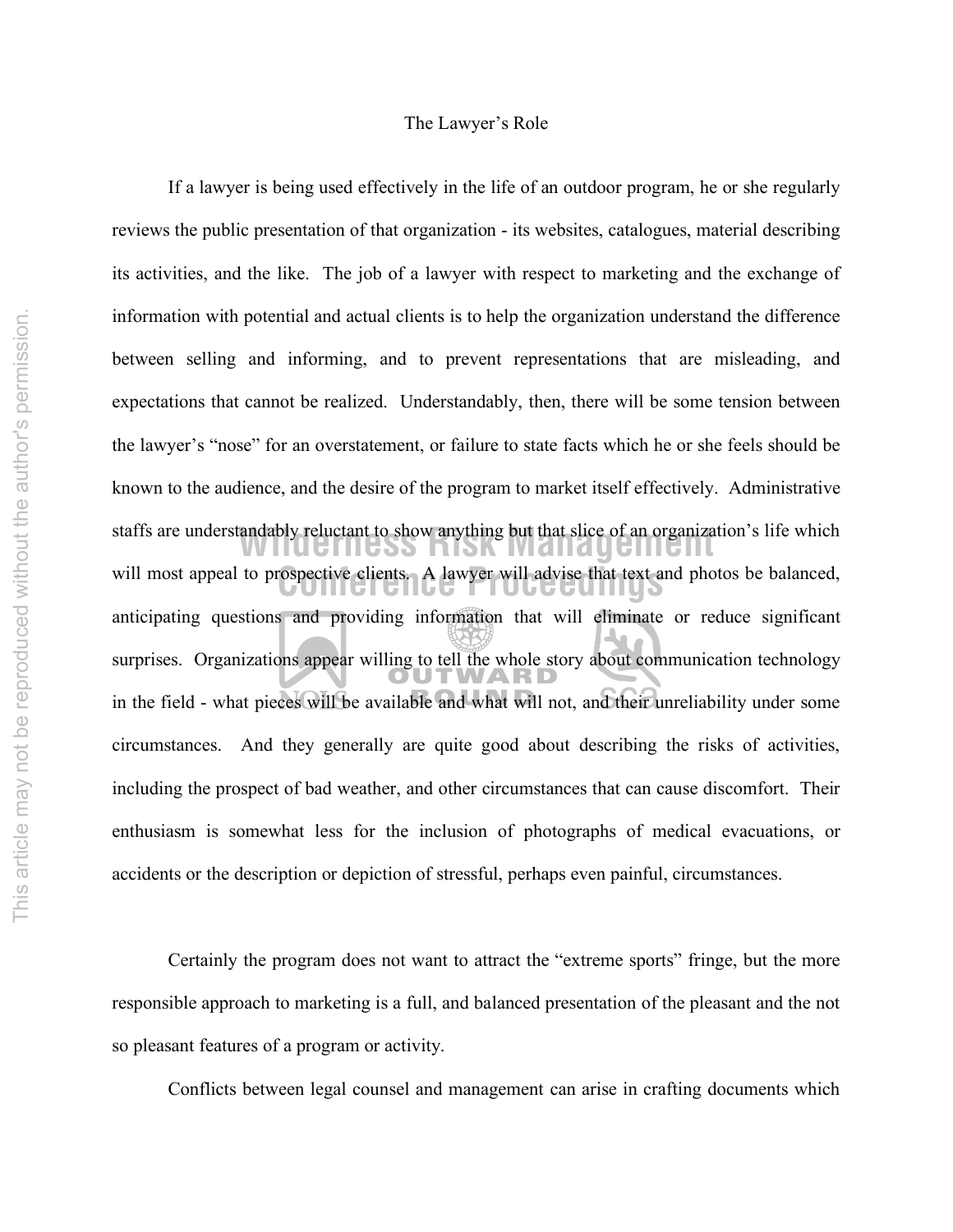## The Lawyer's Role

If a lawyer is being used effectively in the life of an outdoor program, he or she regularly reviews the public presentation of that organization - its websites, catalogues, material describing its activities, and the like. The job of a lawyer with respect to marketing and the exchange of information with potential and actual clients is to help the organization understand the difference between selling and informing, and to prevent representations that are misleading, and expectations that cannot be realized. Understandably, then, there will be some tension between the lawyer's "nose" for an overstatement, or failure to state facts which he or she feels should be known to the audience, and the desire of the program to market itself effectively. Administrative staffs are understandably reluctant to show anything but that slice of an organization's life which will most appeal to prospective clients. A lawyer will advise that text and photos be balanced, anticipating questions and providing information that will eliminate or reduce significant surprises. Organizations appear willing to tell the whole story about communication technology in the field - what pieces will be available and what will not, and their unreliability under some circumstances. And they generally are quite good about describing the risks of activities, including the prospect of bad weather, and other circumstances that can cause discomfort. Their enthusiasm is somewhat less for the inclusion of photographs of medical evacuations, or accidents or the description or depiction of stressful, perhaps even painful, circumstances.

Certainly the program does not want to attract the "extreme sports" fringe, but the more responsible approach to marketing is a full, and balanced presentation of the pleasant and the not so pleasant features of a program or activity.

Conflicts between legal counsel and management can arise in crafting documents which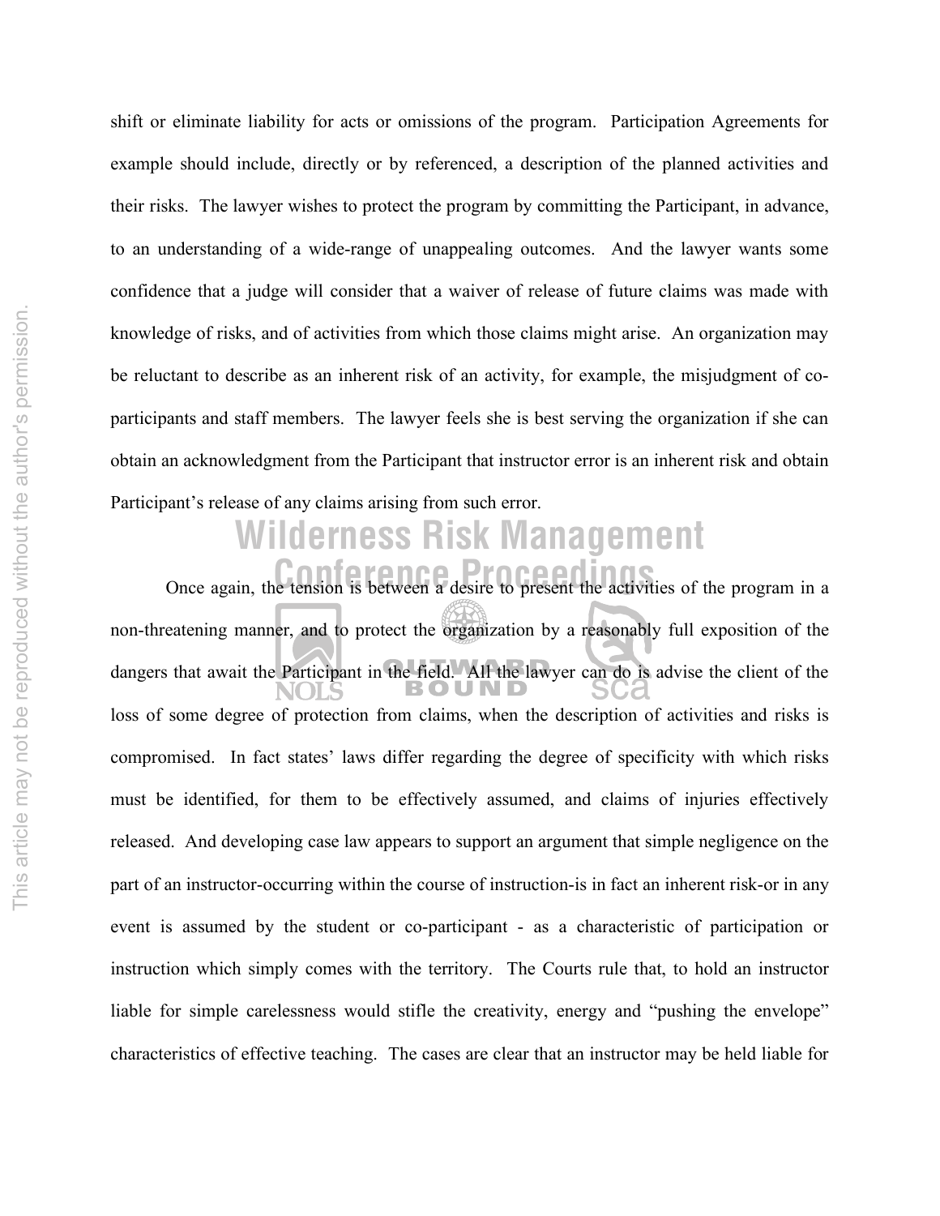shift or eliminate liability for acts or omissions of the program. Participation Agreements for example should include, directly or by referenced, a description of the planned activities and their risks. The lawyer wishes to protect the program by committing the Participant, in advance, to an understanding of a wide-range of unappealing outcomes. And the lawyer wants some confidence that a judge will consider that a waiver of release of future claims was made with knowledge of risks, and of activities from which those claims might arise. An organization may be reluctant to describe as an inherent risk of an activity, for example, the misjudgment of co-participants and staff members. The lawyer feels she is best serving the organization if she can obtain an acknowledgment from the Participant that instructor error is an inherent risk and obtain Participant's release of any claims arising from such error.

Once again, the tension is between a desire to present the activities of the program in a non-threatening manner, and to protect the organization by a reasonably full exposition of the dangers that await the Participant in the field. All the lawyer can do is advise the client of the loss of some degree of protection from claims, when the description of activities and risks is compromised. In fact states' laws differ regarding the degree of specificity with which risks must be identified, for them to be effectively assumed, and claims of injuries effectively released. And developing case law appears to support an argument that simple negligence on the part of an instructor-occurring within the course of instruction-is in fact an inherent risk-or in any event is assumed by the student or co-participant - as a characteristic of participation or instruction which simply comes with the territory. The Courts rule that, to hold an instructor liable for simple carelessness would stifle the creativity, energy and "pushing the envelope" characteristics of effective teaching. The cases are clear that an instructor may be held liable for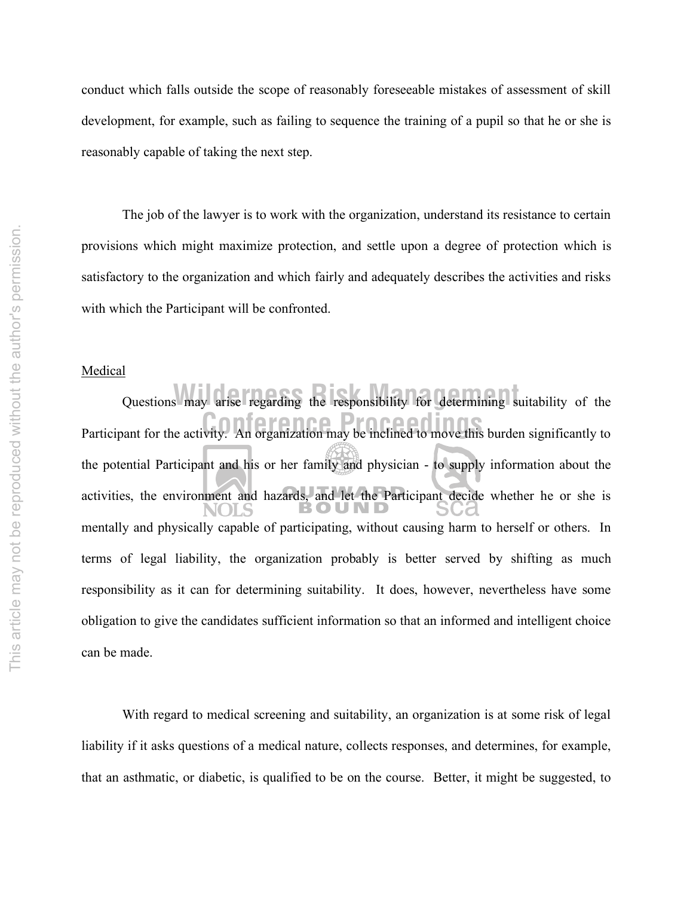conduct which falls outside the scope of reasonably foreseeable mistakes of assessment of skill development, for example, such as failing to sequence the training of a pupil so that he or she is reasonably capable of taking the next step.

The job of the lawyer is to work with the organization, understand its resistance to certain provisions which might maximize protection, and settle upon a degree of protection which is satisfactory to the organization and which fairly and adequately describes the activities and risks with which the Participant will be confronted.

Medical

Questions may arise regarding the responsibility for determining suitability of the Participant for the activity. An organization may be inclined to move this burden significantly to the potential Participant and his or her family and physician - to supply information about the activities, the environment and hazards, and let the Participant decide whether he or she is mentally and physically capable of participating, without causing harm to herself or others. In terms of legal liability, the organization probably is better served by shifting as much responsibility as it can for determining suitability. It does, however, nevertheless have some obligation to give the candidates sufficient information so that an informed and intelligent choice can be made.

With regard to medical screening and suitability, an organization is at some risk of legal liability if it asks questions of a medical nature, collects responses, and determines, for example, that an asthmatic, or diabetic, is qualified to be on the course. Better, it might be suggested, to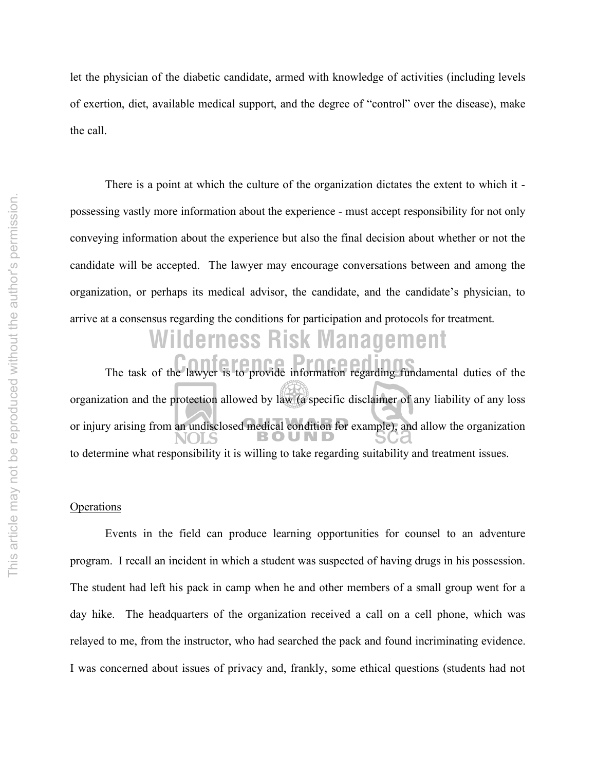let the physician of the diabetic candidate, armed with knowledge of activities (including levels of exertion, diet, available medical support, and the degree of "control" over the disease), make the call.

There is a point at which the culture of the organization dictates the extent to which it - possessing vastly more information about the experience - must accept responsibility for not only conveying information about the experience but also the final decision about whether or not the candidate will be accepted. The lawyer may encourage conversations between and among the organization, or perhaps its medical advisor, the candidate, and the candidate's physician, to arrive at a consensus regarding the conditions for participation and protocols for treatment.

The task of the lawyer is to provide information regarding fundamental duties of the organization and the protection allowed by law (a specific disclaimer of any liability of any loss or injury arising from an undisclosed medical condition for example), and allow the organization to determine what responsibility it is willing to take regarding suitability and treatment issues.

<u>Operations</u>

Events in the field can produce learning opportunities for counsel to an adventure program. I recall an incident in which a student was suspected of having drugs in his possession. The student had left his pack in camp when he and other members of a small group went for a day hike. The headquarters of the organization received a call on a cell phone, which was relayed to me, from the instructor, who had searched the pack and found incriminating evidence. I was concerned about issues of privacy and, frankly, some ethical questions (students had not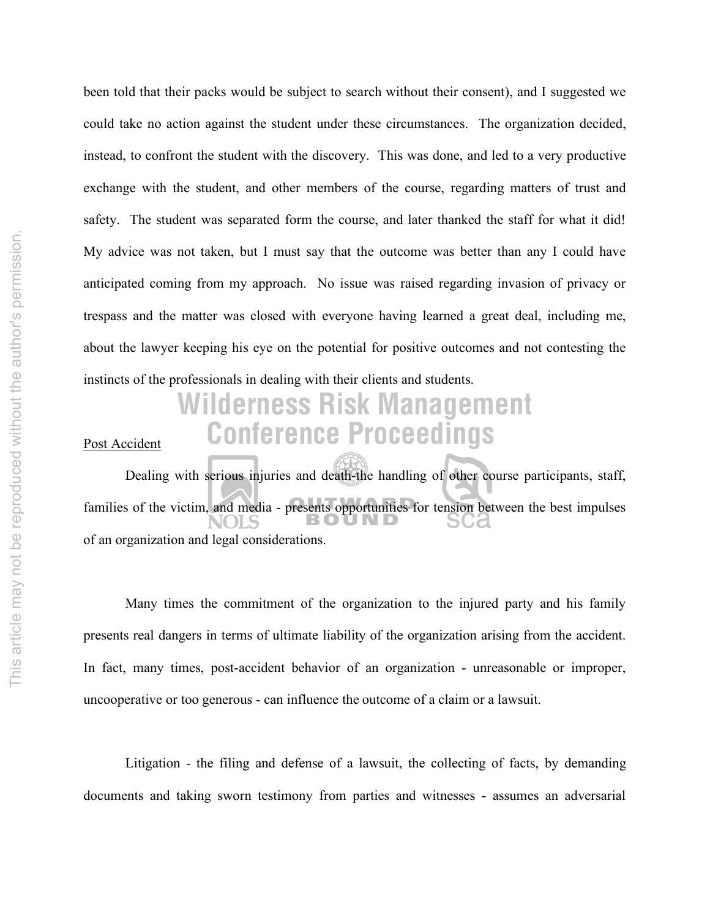been told that their packs would be subject to search without their consent), and I suggested we could take no action against the student under these circumstances. The organization decided, instead, to confront the student with the discovery. This was done, and led to a very productive exchange with the student, and other members of the course, regarding matters of trust and safety. The student was separated form the course, and later thanked the staff for what it did! My advice was not taken, but I must say that the outcome was better than any I could have anticipated coming from my approach. No issue was raised regarding invasion of privacy or trespass and the matter was closed with everyone having learned a great deal, including me, about the lawyer keeping his eye on the potential for positive outcomes and not contesting the instincts of the professionals in dealing with their clients and students.

<u>Post Accident</u>

Dealing with serious injuries and death-the handling of other course participants, staff, families of the victim, and media - presents opportunities for tension between the best impulses of an organization and legal considerations.

Many times the commitment of the organization to the injured party and his family presents real dangers in terms of ultimate liability of the organization arising from the accident. In fact, many times, post-accident behavior of an organization - unreasonable or improper, uncooperative or too generous - can influence the outcome of a claim or a lawsuit.

Litigation - the filing and defense of a lawsuit, the collecting of facts, by demanding documents and taking sworn testimony from parties and witnesses - assumes an adversarial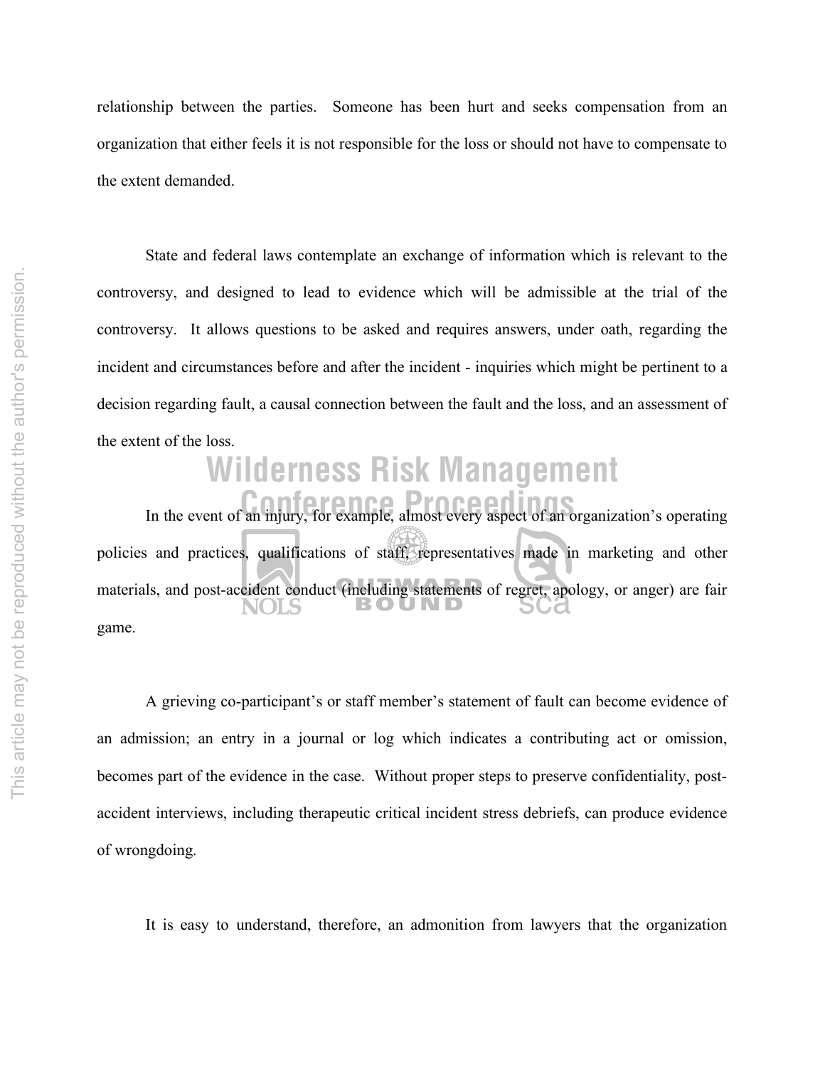relationship between the parties. Someone has been hurt and seeks compensation from an organization that either feels it is not responsible for the loss or should not have to compensate to the extent demanded.

State and federal laws contemplate an exchange of information which is relevant to the controversy, and designed to lead to evidence which will be admissible at the trial of the controversy. It allows questions to be asked and requires answers, under oath, regarding the incident and circumstances before and after the incident - inquiries which might be pertinent to a decision regarding fault, a causal connection between the fault and the loss, and an assessment of the extent of the loss.

In the event of an injury, for example, almost every aspect of an organization's operating policies and practices, qualifications of staff, representatives made in marketing and other materials, and post-accident conduct (including statements of regret, apology, or anger) are fair game.

A grieving co-participant's or staff member's statement of fault can become evidence of an admission; an entry in a journal or log which indicates a contributing act or omission, becomes part of the evidence in the case. Without proper steps to preserve confidentiality, post-accident interviews, including therapeutic critical incident stress debriefs, can produce evidence of wrongdoing.

It is easy to understand, therefore, an admonition from lawyers that the organization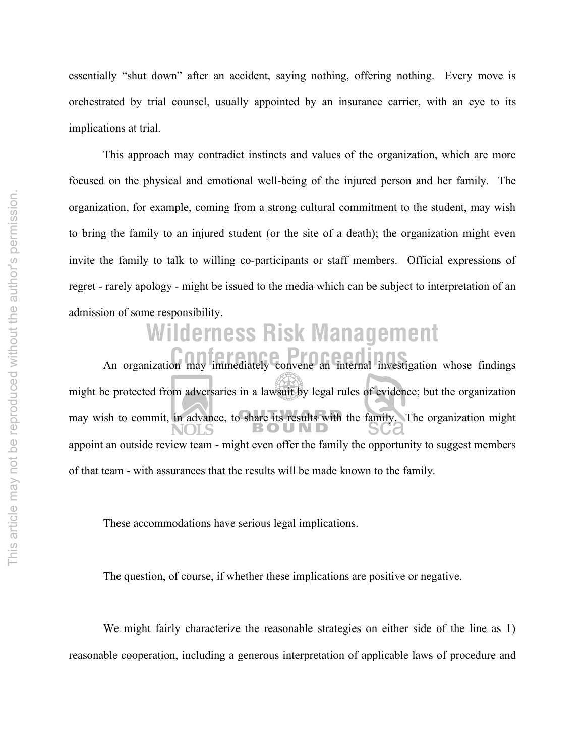essentially "shut down" after an accident, saying nothing, offering nothing. Every move is orchestrated by trial counsel, usually appointed by an insurance carrier, with an eye to its implications at trial.

This approach may contradict instincts and values of the organization, which are more focused on the physical and emotional well-being of the injured person and her family. The organization, for example, coming from a strong cultural commitment to the student, may wish to bring the family to an injured student (or the site of a death); the organization might even invite the family to talk to willing co-participants or staff members. Official expressions of regret - rarely apology - might be issued to the media which can be subject to interpretation of an admission of some responsibility.

An organization may immediately convene an internal investigation whose findings might be protected from adversaries in a lawsuit by legal rules of evidence; but the organization may wish to commit, in advance, to share its results with the family. The organization might appoint an outside review team - might even offer the family the opportunity to suggest members of that team - with assurances that the results will be made known to the family.

These accommodations have serious legal implications.

The question, of course, if whether these implications are positive or negative.

We might fairly characterize the reasonable strategies on either side of the line as 1) reasonable cooperation, including a generous interpretation of applicable laws of procedure and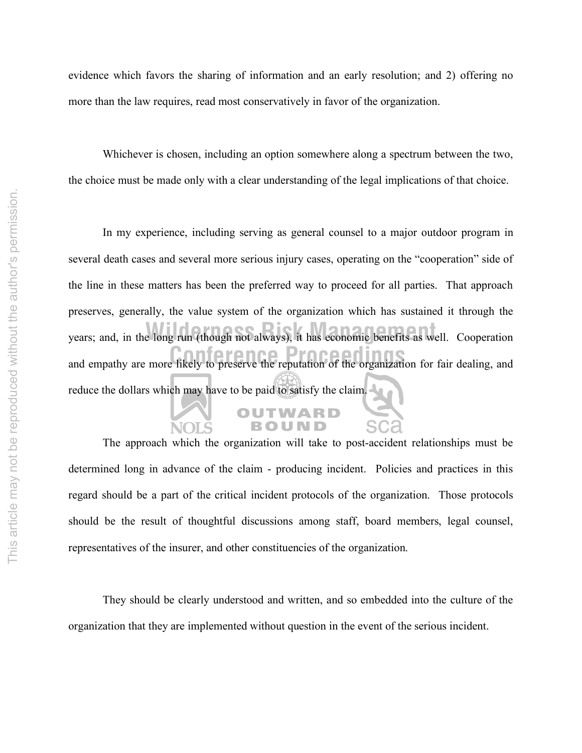evidence which favors the sharing of information and an early resolution; and 2) offering no more than the law requires, read most conservatively in favor of the organization.

Whichever is chosen, including an option somewhere along a spectrum between the two, the choice must be made only with a clear understanding of the legal implications of that choice.

In my experience, including serving as general counsel to a major outdoor program in several death cases and several more serious injury cases, operating on the "cooperation" side of the line in these matters has been the preferred way to proceed for all parties. That approach preserves, generally, the value system of the organization which has sustained it through the years; and, in the long run (though not always), it has economic benefits as well. Cooperation and empathy are more likely to preserve the reputation of the organization for fair dealing, and reduce the dollars which may have to be paid to satisfy the claim.

The approach which the organization will take to post-accident relationships must be determined long in advance of the claim - producing incident. Policies and practices in this regard should be a part of the critical incident protocols of the organization. Those protocols should be the result of thoughtful discussions among staff, board members, legal counsel, representatives of the insurer, and other constituencies of the organization.

They should be clearly understood and written, and so embedded into the culture of the organization that they are implemented without question in the event of the serious incident.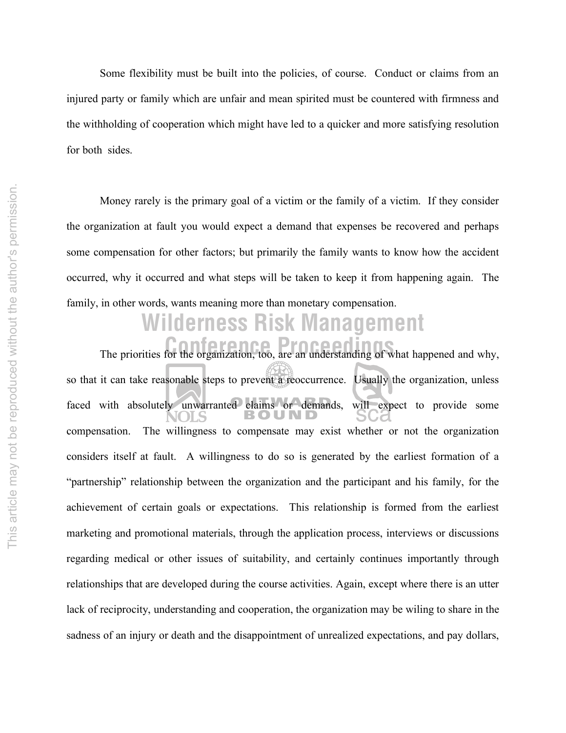Some flexibility must be built into the policies, of course. Conduct or claims from an injured party or family which are unfair and mean spirited must be countered with firmness and the withholding of cooperation which might have led to a quicker and more satisfying resolution for both sides.

Money rarely is the primary goal of a victim or the family of a victim. If they consider the organization at fault you would expect a demand that expenses be recovered and perhaps some compensation for other factors; but primarily the family wants to know how the accident occurred, why it occurred and what steps will be taken to keep it from happening again. The family, in other words, wants meaning more than monetary compensation.

The priorities for the organization, too, are an understanding of what happened and why, so that it can take reasonable steps to prevent a reoccurrence. Usually the organization, unless faced with absolutely unwarranted claims or demands, will expect to provide some compensation. The willingness to compensate may exist whether or not the organization considers itself at fault. A willingness to do so is generated by the earliest formation of a "partnership" relationship between the organization and the participant and his family, for the achievement of certain goals or expectations. This relationship is formed from the earliest marketing and promotional materials, through the application process, interviews or discussions regarding medical or other issues of suitability, and certainly continues importantly through relationships that are developed during the course activities. Again, except where there is an utter lack of reciprocity, understanding and cooperation, the organization may be wiling to share in the sadness of an injury or death and the disappointment of unrealized expectations, and pay dollars,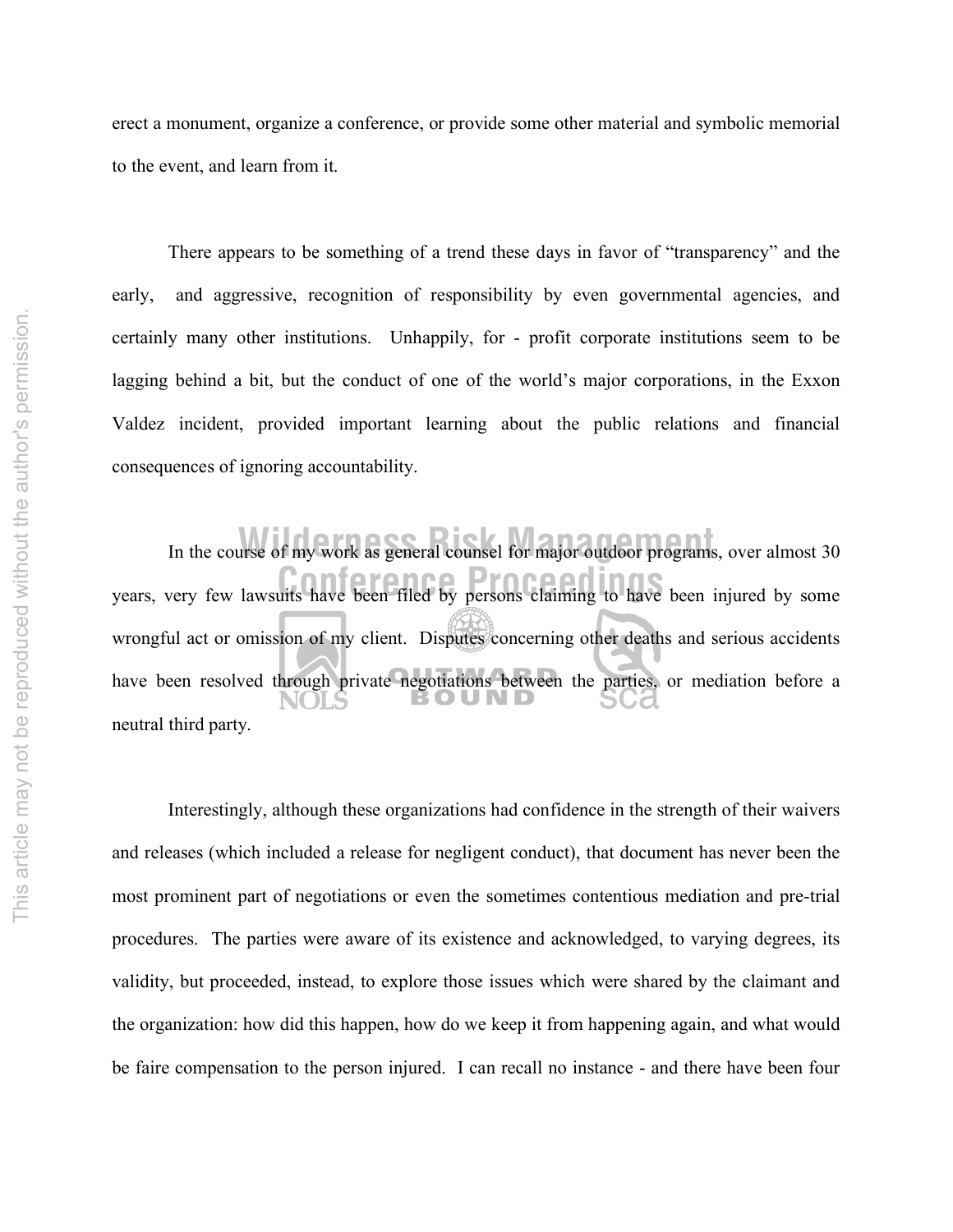erect a monument, organize a conference, or provide some other material and symbolic memorial to the event, and learn from it.

There appears to be something of a trend these days in favor of "transparency" and the early, and aggressive, recognition of responsibility by even governmental agencies, and certainly many other institutions. Unhappily, for - profit corporate institutions seem to be lagging behind a bit, but the conduct of one of the world's major corporations, in the Exxon Valdez incident, provided important learning about the public relations and financial consequences of ignoring accountability.

In the course of my work as general counsel for major outdoor programs, over almost 30 years, very few lawsuits have been filed by persons claiming to have been injured by some wrongful act or omission of my client. Disputes concerning other deaths and serious accidents have been resolved through private negotiations between the parties, or mediation before a neutral third party.

Interestingly, although these organizations had confidence in the strength of their waivers and releases (which included a release for negligent conduct), that document has never been the most prominent part of negotiations or even the sometimes contentious mediation and pre-trial procedures. The parties were aware of its existence and acknowledged, to varying degrees, its validity, but proceeded, instead, to explore those issues which were shared by the claimant and the organization: how did this happen, how do we keep it from happening again, and what would be faire compensation to the person injured. I can recall no instance - and there have been four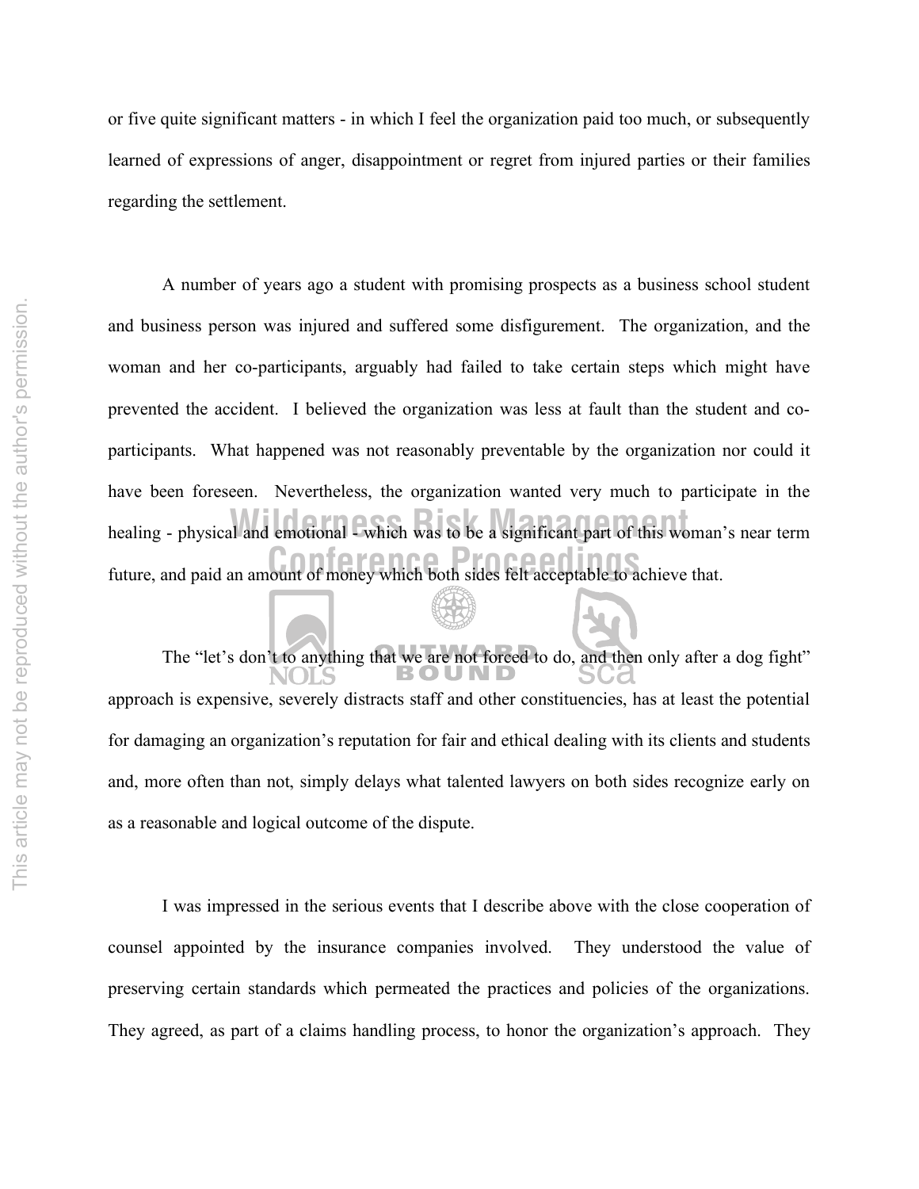or five quite significant matters - in which I feel the organization paid too much, or subsequently learned of expressions of anger, disappointment or regret from injured parties or their families regarding the settlement.

A number of years ago a student with promising prospects as a business school student and business person was injured and suffered some disfigurement. The organization, and the woman and her co-participants, arguably had failed to take certain steps which might have prevented the accident. I believed the organization was less at fault than the student and co-participants. What happened was not reasonably preventable by the organization nor could it have been foreseen. Nevertheless, the organization wanted very much to participate in the healing - physical and emotional - which was to be a significant part of this woman's near term future, and paid an amount of money which both sides felt acceptable to achieve that.

The "let's don't to anything that we are not forced to do, and then only after a dog fight" approach is expensive, severely distracts staff and other constituencies, has at least the potential for damaging an organization's reputation for fair and ethical dealing with its clients and students and, more often than not, simply delays what talented lawyers on both sides recognize early on as a reasonable and logical outcome of the dispute.

I was impressed in the serious events that I describe above with the close cooperation of counsel appointed by the insurance companies involved. They understood the value of preserving certain standards which permeated the practices and policies of the organizations. They agreed, as part of a claims handling process, to honor the organization's approach. They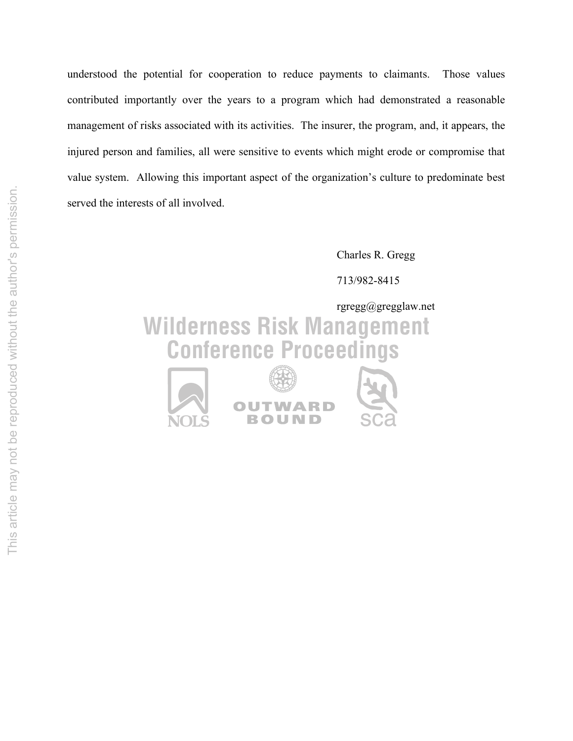understood the potential for cooperation to reduce payments to claimants. Those values contributed importantly over the years to a program which had demonstrated a reasonable management of risks associated with its activities. The insurer, the program, and, it appears, the injured person and families, all were sensitive to events which might erode or compromise that value system. Allowing this important aspect of the organization's culture to predominate best served the interests of all involved.

Charles R. Gregg

713/982-8415

rgregg@gregglaw.net